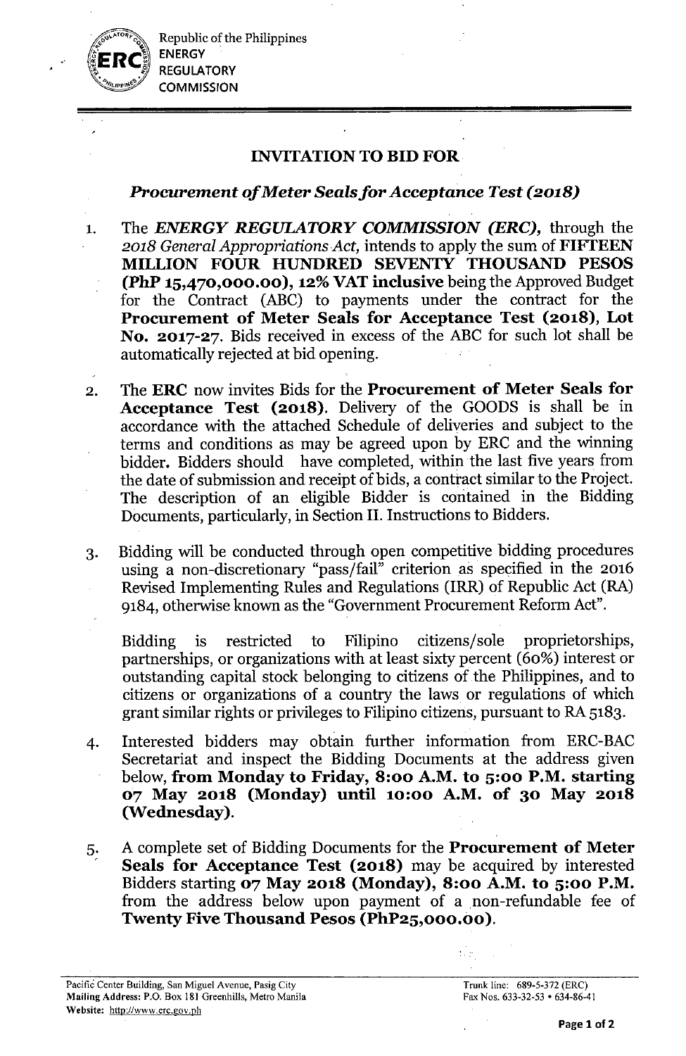Republic of the Philippines
ENERGY
REGULATORY
COMMISSION

## INVITATION TO BID FOR

### *Procurement of Meter Seals for Acceptance Test (2018)*

1. The ***ENERGY REGULATORY COMMISSION (ERC),*** through the *2018 General Appropriations Act,* intends to apply the sum of **FIFTEEN MILLION FOUR HUNDRED SEVENTY THOUSAND PESOS (PhP 15,470,000.00), 12% VAT inclusive** being the Approved Budget for the Contract (ABC) to payments under the contract for the **Procurement of Meter Seals for Acceptance Test (2018), Lot No. 2017-27.** Bids received in excess of the ABC for such lot shall be automatically rejected at bid opening.

2. The **ERC** now invites Bids for the **Procurement of Meter Seals for Acceptance Test (2018).** Delivery of the GOODS is shall be in accordance with the attached Schedule of deliveries and subject to the terms and conditions as may be agreed upon by ERC and the winning bidder. Bidders should have completed, within the last five years from the date of submission and receipt of bids, a contract similar to the Project. The description of an eligible Bidder is contained in the Bidding Documents, particularly, in Section II. Instructions to Bidders.

3. Bidding will be conducted through open competitive bidding procedures using a non-discretionary "pass/fail" criterion as specified in the 2016 Revised Implementing Rules and Regulations (IRR) of Republic Act (RA) 9184, otherwise known as the "Government Procurement Reform Act".

   Bidding is restricted to Filipino citizens/sole proprietorships, partnerships, or organizations with at least sixty percent (60%) interest or outstanding capital stock belonging to citizens of the Philippines, and to citizens or organizations of a country the laws or regulations of which grant similar rights or privileges to Filipino citizens, pursuant to RA 5183.

4. Interested bidders may obtain further information from ERC-BAC Secretariat and inspect the Bidding Documents at the address given below, **from Monday to Friday, 8:00 A.M. to 5:00 P.M. starting 07 May 2018 (Monday) until 10:00 A.M. of 30 May 2018 (Wednesday).**

5. A complete set of Bidding Documents for the **Procurement of Meter Seals for Acceptance Test (2018)** may be acquired by interested Bidders starting **07 May 2018 (Monday), 8:00 A.M. to 5:00 P.M.** from the address below upon payment of a non-refundable fee of **Twenty Five Thousand Pesos (PhP25,000.00).**

Pacific Center Building, San Miguel Avenue, Pasig City
Mailing Address: P.O. Box 181 Greenhills, Metro Manila
Website: http://www.erc.gov.ph

Trunk line: 689-5-372 (ERC)
Fax Nos. 633-32-53 • 634-86-41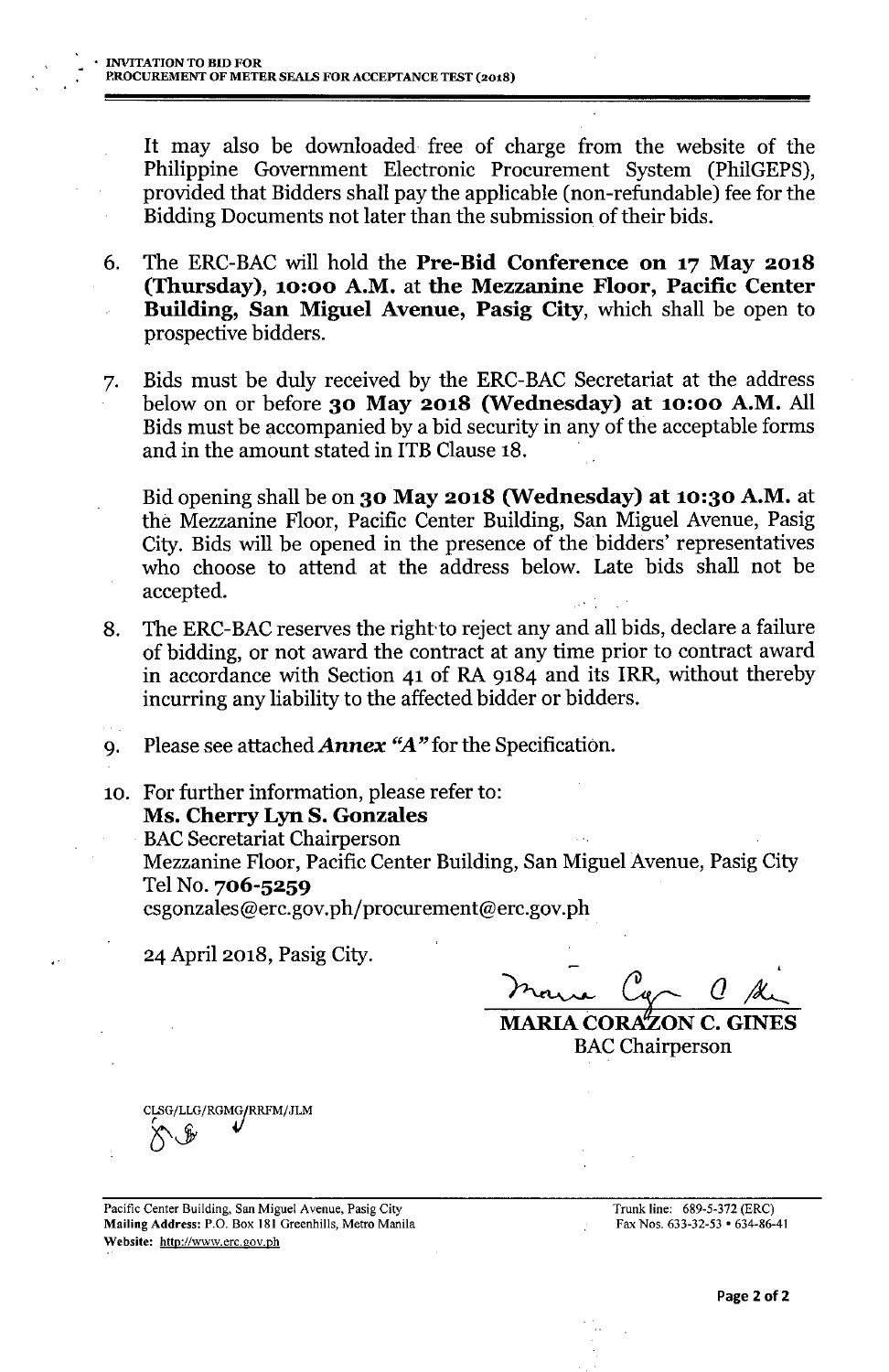It may also be downloaded free of charge from the website of the Philippine Government Electronic Procurement System (PhilGEPS), provided that Bidders shall pay the applicable (non-refundable) fee for the Bidding Documents not later than the submission of their bids.

6. The ERC-BAC will hold the **Pre-Bid Conference on 17 May 2018 (Thursday), 10:00 A.M.** at **the Mezzanine Floor, Pacific Center Building, San Miguel Avenue, Pasig City**, which shall be open to prospective bidders.

7. Bids must be duly received by the ERC-BAC Secretariat at the address below on or before **30 May 2018 (Wednesday) at 10:00 A.M.** All Bids must be accompanied by a bid security in any of the acceptable forms and in the amount stated in ITB Clause 18.

   Bid opening shall be on **30 May 2018 (Wednesday) at 10:30 A.M.** at the Mezzanine Floor, Pacific Center Building, San Miguel Avenue, Pasig City. Bids will be opened in the presence of the bidders' representatives who choose to attend at the address below. Late bids shall not be accepted.

8. The ERC-BAC reserves the right to reject any and all bids, declare a failure of bidding, or not award the contract at any time prior to contract award in accordance with Section 41 of RA 9184 and its IRR, without thereby incurring any liability to the affected bidder or bidders.

9. Please see attached ***Annex "A"*** for the Specification.

10. For further information, please refer to:
    **Ms. Cherry Lyn S. Gonzales**
    BAC Secretariat Chairperson
    Mezzanine Floor, Pacific Center Building, San Miguel Avenue, Pasig City
    Tel No. **706-5259**
    csgonzales@erc.gov.ph/procurement@erc.gov.ph

24 April 2018, Pasig City.

**MARIA CORAZON C. GINES**
BAC Chairperson

CLSG/LLG/RGMG/RRFM/JLM

Pacific Center Building, San Miguel Avenue, Pasig City
**Mailing Address:** P.O. Box 181 Greenhills, Metro Manila
**Website:** http://www.erc.gov.ph

Trunk line: 689-5-372 (ERC)
Fax Nos. 633-32-53 • 634-86-41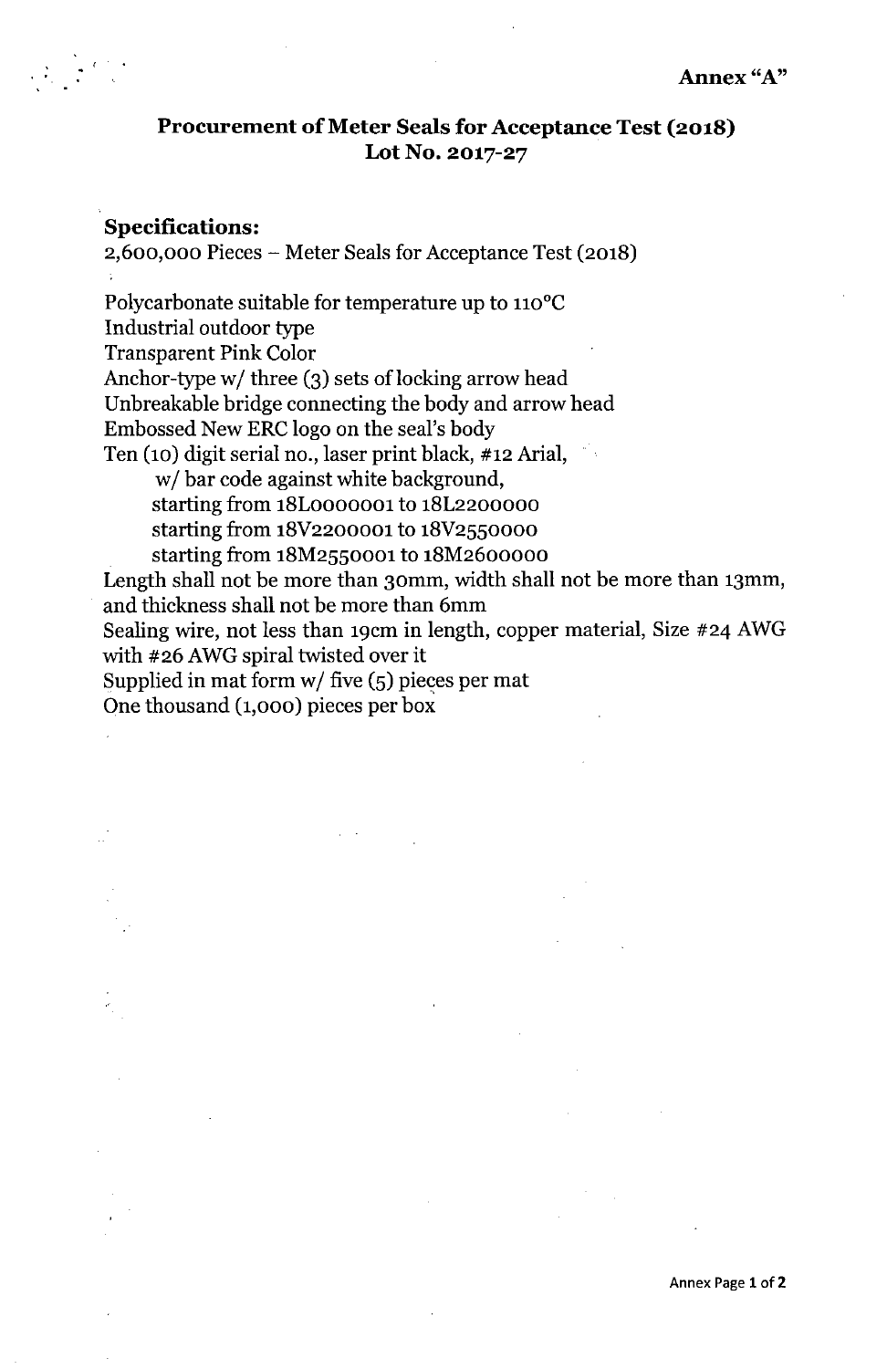Annex "A"

## Procurement of Meter Seals for Acceptance Test (2018)
## Lot No. 2017-27

### Specifications:

2,600,000 Pieces – Meter Seals for Acceptance Test (2018)

Polycarbonate suitable for temperature up to 110°C
Industrial outdoor type
Transparent Pink Color
Anchor-type w/ three (3) sets of locking arrow head
Unbreakable bridge connecting the body and arrow head
Embossed New ERC logo on the seal's body
Ten (10) digit serial no., laser print black, #12 Arial,
  w/ bar code against white background,
  starting from 18L0000001 to 18L2200000
  starting from 18V2200001 to 18V2550000
  starting from 18M2550001 to 18M2600000
Length shall not be more than 30mm, width shall not be more than 13mm, and thickness shall not be more than 6mm
Sealing wire, not less than 19cm in length, copper material, Size #24 AWG with #26 AWG spiral twisted over it
Supplied in mat form w/ five (5) pieces per mat
One thousand (1,000) pieces per box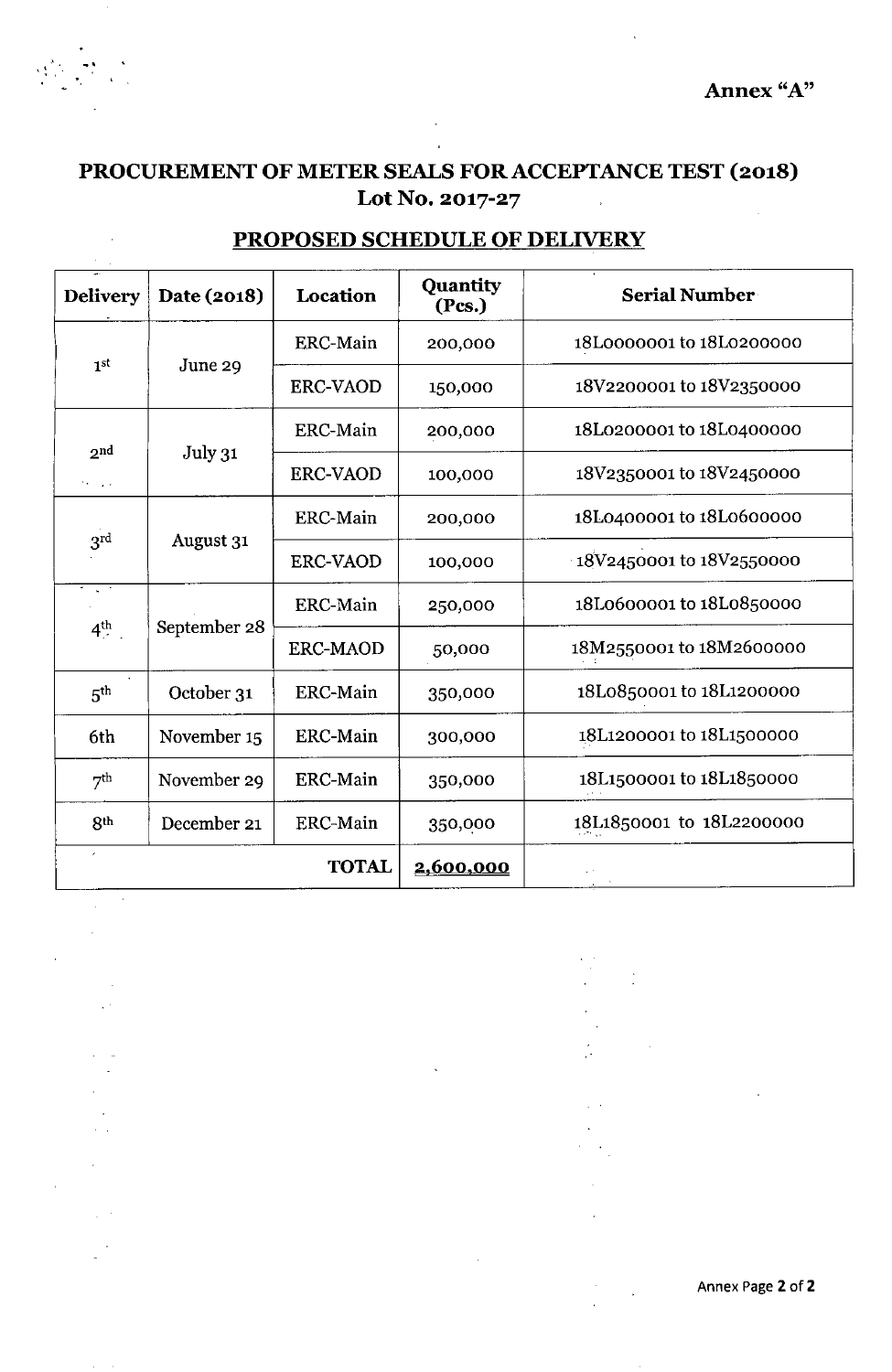Annex "A"

# PROCUREMENT OF METER SEALS FOR ACCEPTANCE TEST (2018)
## Lot No. 2017-27

## PROPOSED SCHEDULE OF DELIVERY

| Delivery | Date (2018) | Location | Quantity (Pcs.) | Serial Number |
|---|---|---|---|---|
| 1st | June 29 | ERC-Main | 200,000 | 18L0000001 to 18L0200000 |
| | | ERC-VAOD | 150,000 | 18V2200001 to 18V2350000 |
| 2nd | July 31 | ERC-Main | 200,000 | 18L0200001 to 18L0400000 |
| | | ERC-VAOD | 100,000 | 18V2350001 to 18V2450000 |
| 3rd | August 31 | ERC-Main | 200,000 | 18L0400001 to 18L0600000 |
| | | ERC-VAOD | 100,000 | 18V2450001 to 18V2550000 |
| 4th | September 28 | ERC-Main | 250,000 | 18L0600001 to 18L0850000 |
| | | ERC-MAOD | 50,000 | 18M2550001 to 18M2600000 |
| 5th | October 31 | ERC-Main | 350,000 | 18L0850001 to 18L1200000 |
| 6th | November 15 | ERC-Main | 300,000 | 18L1200001 to 18L1500000 |
| 7th | November 29 | ERC-Main | 350,000 | 18L1500001 to 18L1850000 |
| 8th | December 21 | ERC-Main | 350,000 | 18L1850001 to 18L2200000 |
| | | **TOTAL** | **2,600,000** | |